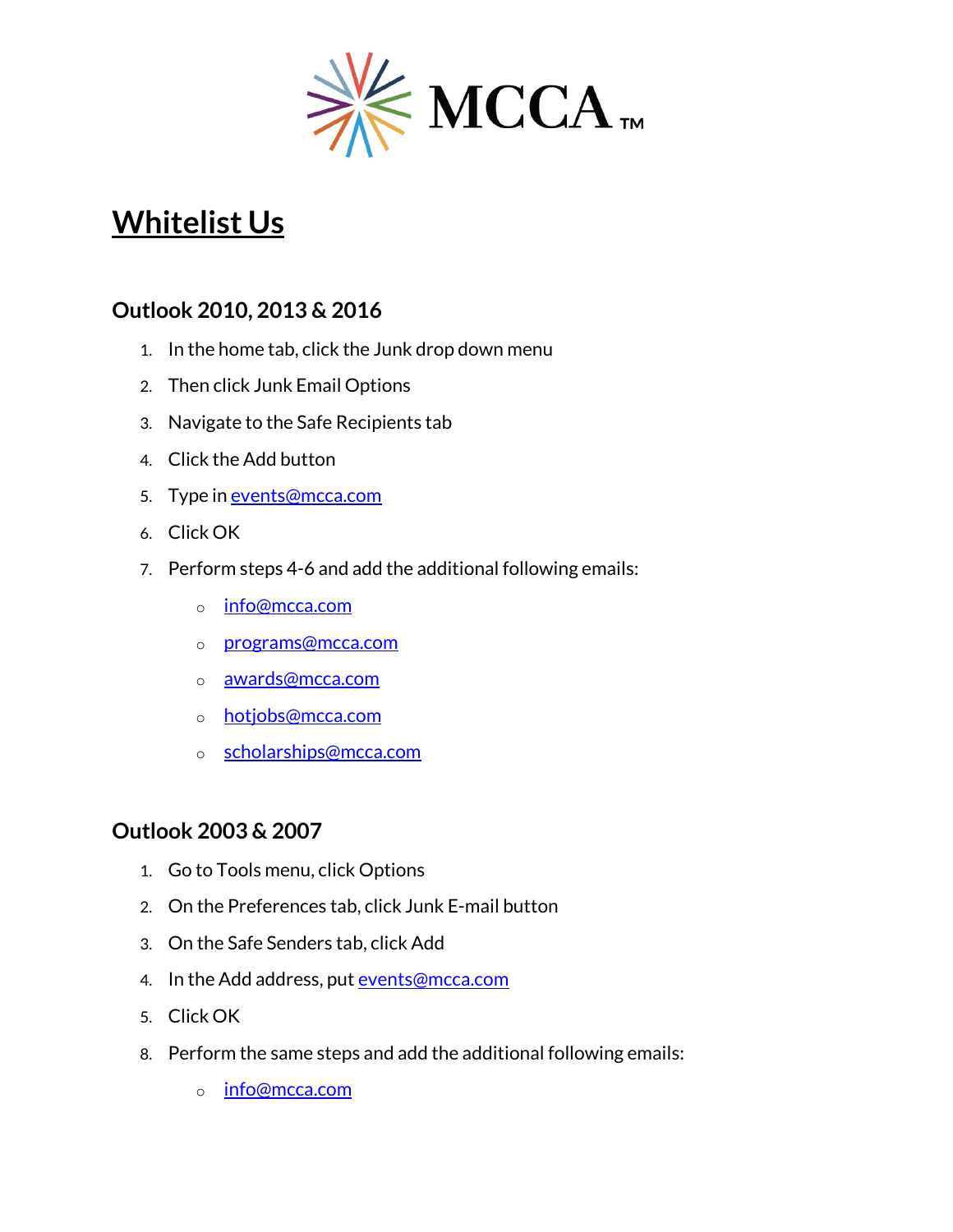MCCA™

# Whitelist Us

## Outlook 2010, 2013 & 2016

1. In the home tab, click the Junk drop down menu
2. Then click Junk Email Options
3. Navigate to the Safe Recipients tab
4. Click the Add button
5. Type in events@mcca.com
6. Click OK
7. Perform steps 4-6 and add the additional following emails:
    - info@mcca.com
    - programs@mcca.com
    - awards@mcca.com
    - hotjobs@mcca.com
    - scholarships@mcca.com

## Outlook 2003 & 2007

1. Go to Tools menu, click Options
2. On the Preferences tab, click Junk E-mail button
3. On the Safe Senders tab, click Add
4. In the Add address, put events@mcca.com
5. Click OK

8. Perform the same steps and add the additional following emails:
    - info@mcca.com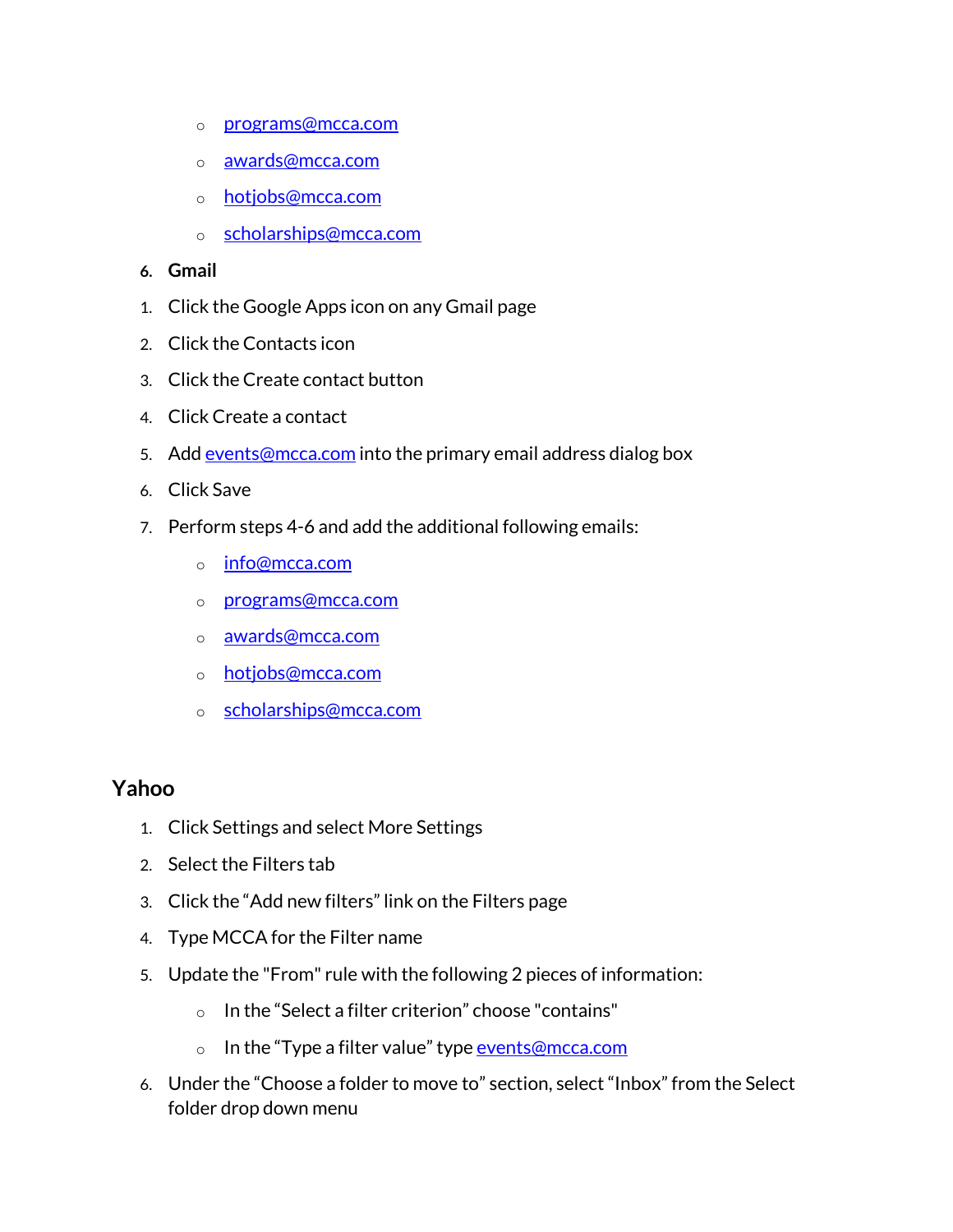- programs@mcca.com
- awards@mcca.com
- hotjobs@mcca.com
- scholarships@mcca.com

6. **Gmail**

1. Click the Google Apps icon on any Gmail page
2. Click the Contacts icon
3. Click the Create contact button
4. Click Create a contact
5. Add events@mcca.com into the primary email address dialog box
6. Click Save
7. Perform steps 4-6 and add the additional following emails:
   - info@mcca.com
   - programs@mcca.com
   - awards@mcca.com
   - hotjobs@mcca.com
   - scholarships@mcca.com

## Yahoo

1. Click Settings and select More Settings
2. Select the Filters tab
3. Click the "Add new filters" link on the Filters page
4. Type MCCA for the Filter name
5. Update the "From" rule with the following 2 pieces of information:
   - In the "Select a filter criterion" choose "contains"
   - In the "Type a filter value" type events@mcca.com
6. Under the "Choose a folder to move to" section, select "Inbox" from the Select folder drop down menu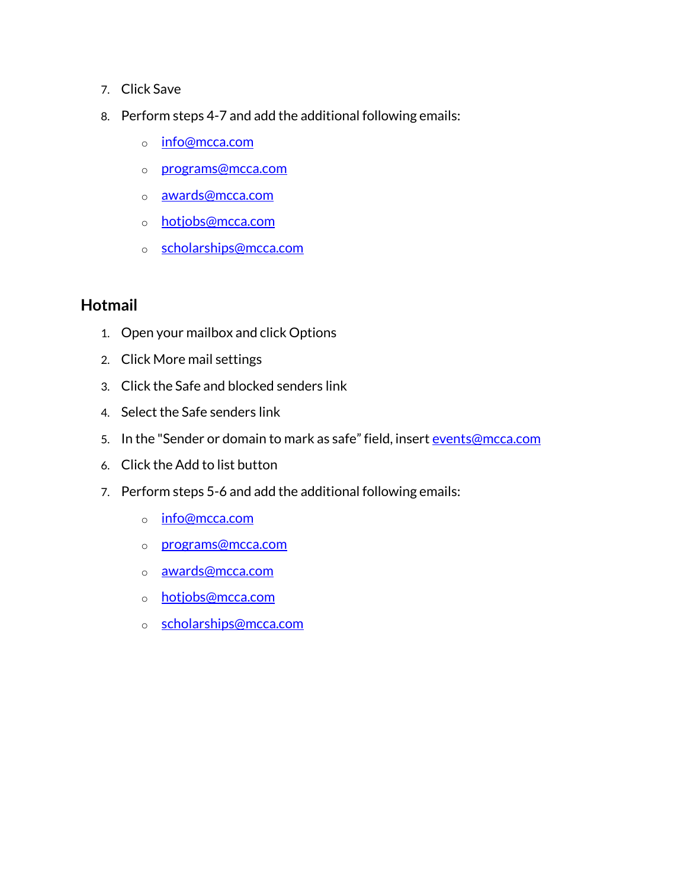7. Click Save
8. Perform steps 4-7 and add the additional following emails:
    - info@mcca.com
    - programs@mcca.com
    - awards@mcca.com
    - hotjobs@mcca.com
    - scholarships@mcca.com

## Hotmail

1. Open your mailbox and click Options
2. Click More mail settings
3. Click the Safe and blocked senders link
4. Select the Safe senders link
5. In the "Sender or domain to mark as safe" field, insert events@mcca.com
6. Click the Add to list button
7. Perform steps 5-6 and add the additional following emails:
    - info@mcca.com
    - programs@mcca.com
    - awards@mcca.com
    - hotjobs@mcca.com
    - scholarships@mcca.com